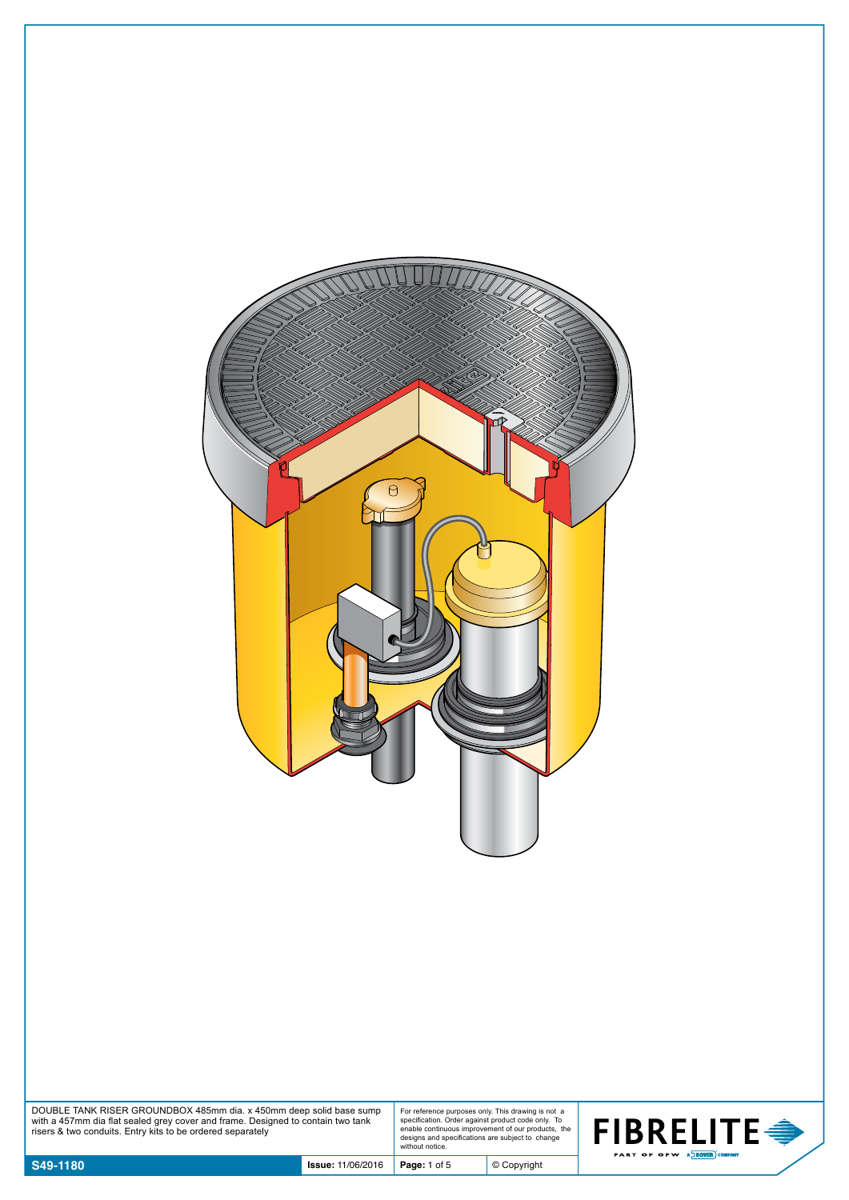DOUBLE TANK RISER GROUNDBOX 485mm dia. x 450mm deep solid base sump with a 457mm dia flat sealed grey cover and frame. Designed to contain two tank risers & two conduits. Entry kits to be ordered separately

For reference purposes only. This drawing is not a specification. Order against product code only. To enable continuous improvement of our products, the designs and specifications are subject to change without notice.

FIBRELITE

PART OF OPW A DOVER COMPANY

| S49-1180 | Issue: 11/06/2016 | Page: 1 of 5 | © Copyright |
|---|---|---|---|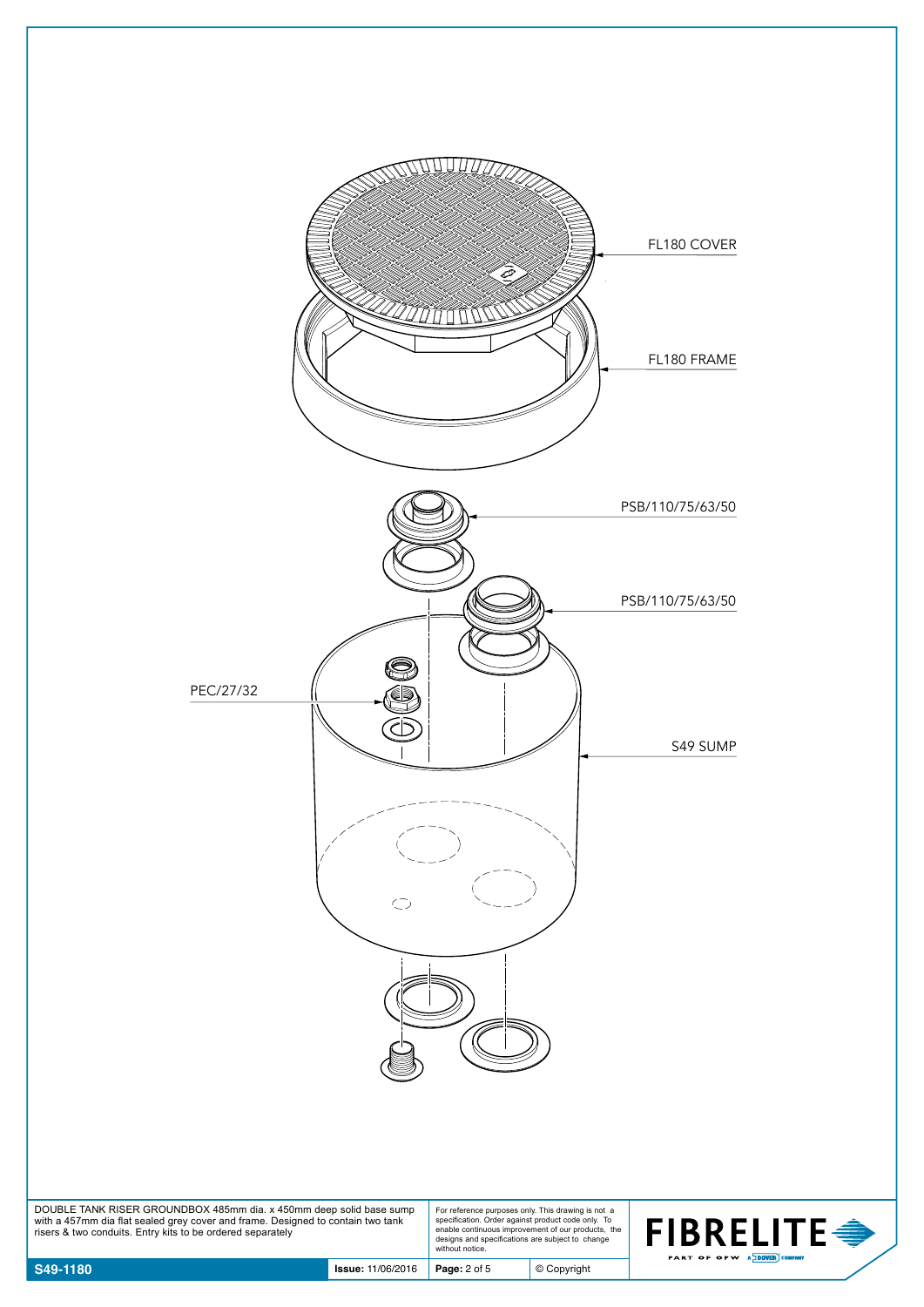FL180 COVER

FL180 FRAME

PSB/110/75/63/50

PSB/110/75/63/50

PEC/27/32

S49 SUMP

DOUBLE TANK RISER GROUNDBOX 485mm dia. x 450mm deep solid base sump with a 457mm dia flat sealed grey cover and frame. Designed to contain two tank risers & two conduits. Entry kits to be ordered separately

For reference purposes only. This drawing is not a specification. Order against product code only. To enable continuous improvement of our products, the designs and specifications are subject to change without notice.

**FIBRELITE**

PART OF OPW A DOVER COMPANY

| **S49-1180** | **Issue:** 11/06/2016 | © Copyright |
|---|---|---|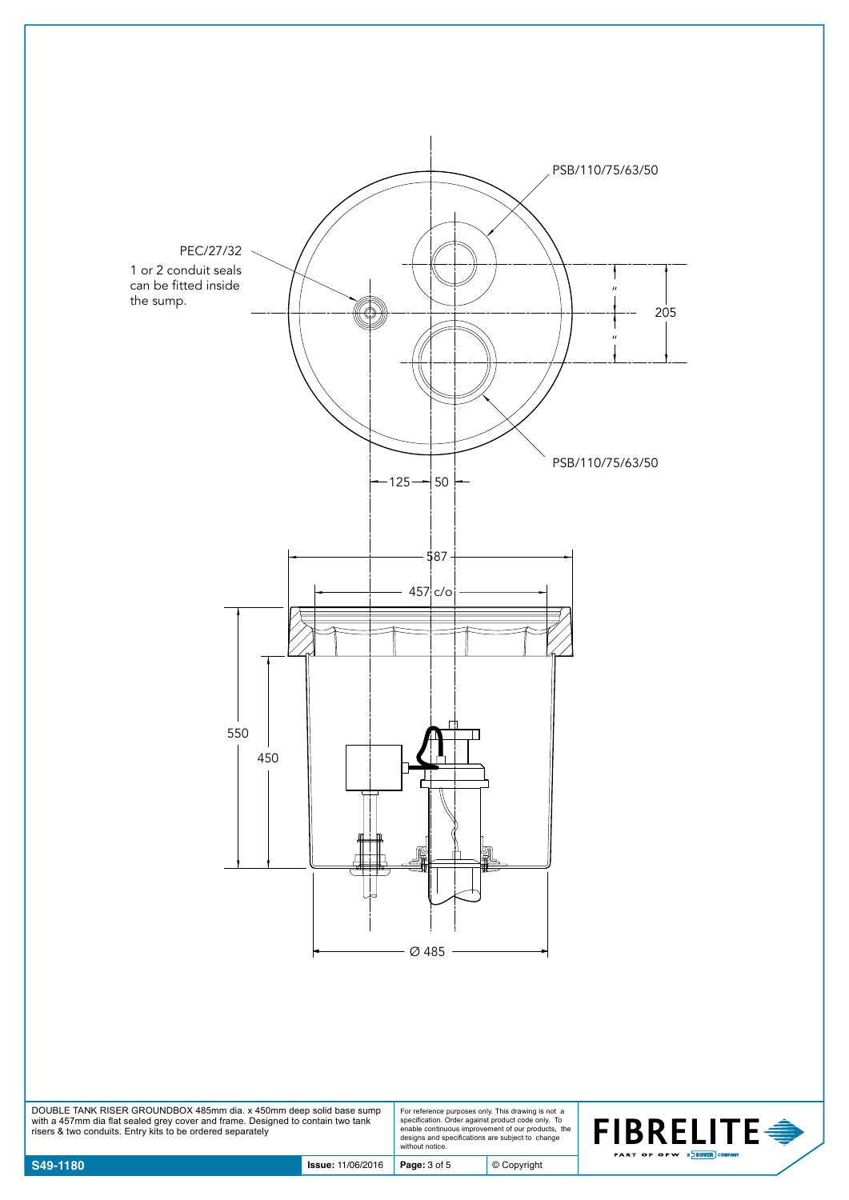PSB/110/75/63/50

PEC/27/32

1 or 2 conduit seals can be fitted inside the sump.

205

PSB/110/75/63/50

125 50

587

457 c/o

550

450

Ø 485

DOUBLE TANK RISER GROUNDBOX 485mm dia. x 450mm deep solid base sump with a 457mm dia flat sealed grey cover and frame. Designed to contain two tank risers & two conduits. Entry kits to be ordered separately

For reference purposes only. This drawing is not a specification. Order against product code only. To enable continuous improvement of our products, the designs and specifications are subject to change without notice.

FIBRELITE

PART OF OPW A DOVER COMPANY

**S49-1180** | **Issue:** 11/06/2016 | © Copyright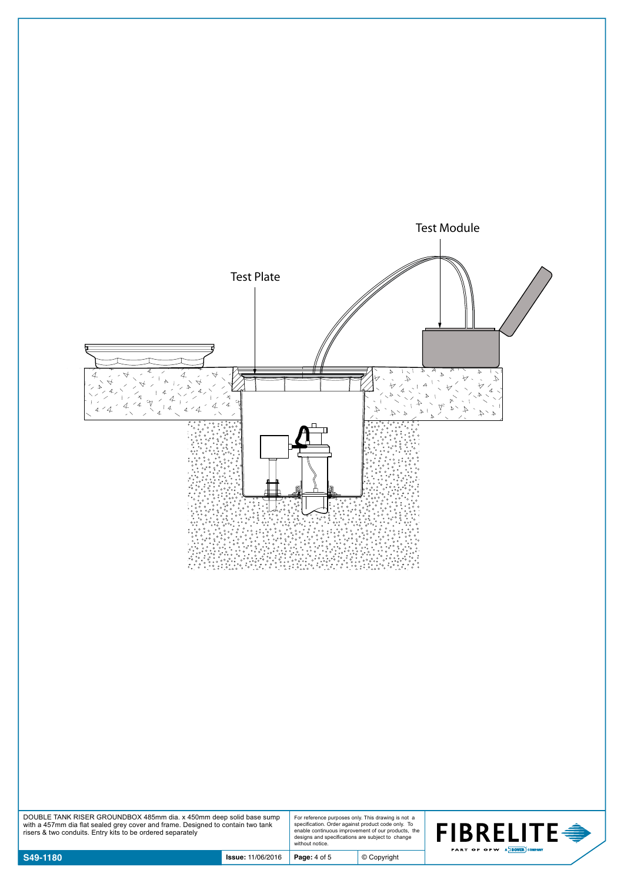Test Module

Test Plate

DOUBLE TANK RISER GROUNDBOX 485mm dia. x 450mm deep solid base sump with a 457mm dia flat sealed grey cover and frame. Designed to contain two tank risers & two conduits. Entry kits to be ordered separately

For reference purposes only. This drawing is not a specification. Order against product code only. To enable continuous improvement of our products, the designs and specifications are subject to change without notice.

| S49-1180 | Issue: 11/06/2016 | Page: 4 of 5 | © Copyright |
| --- | --- | --- | --- |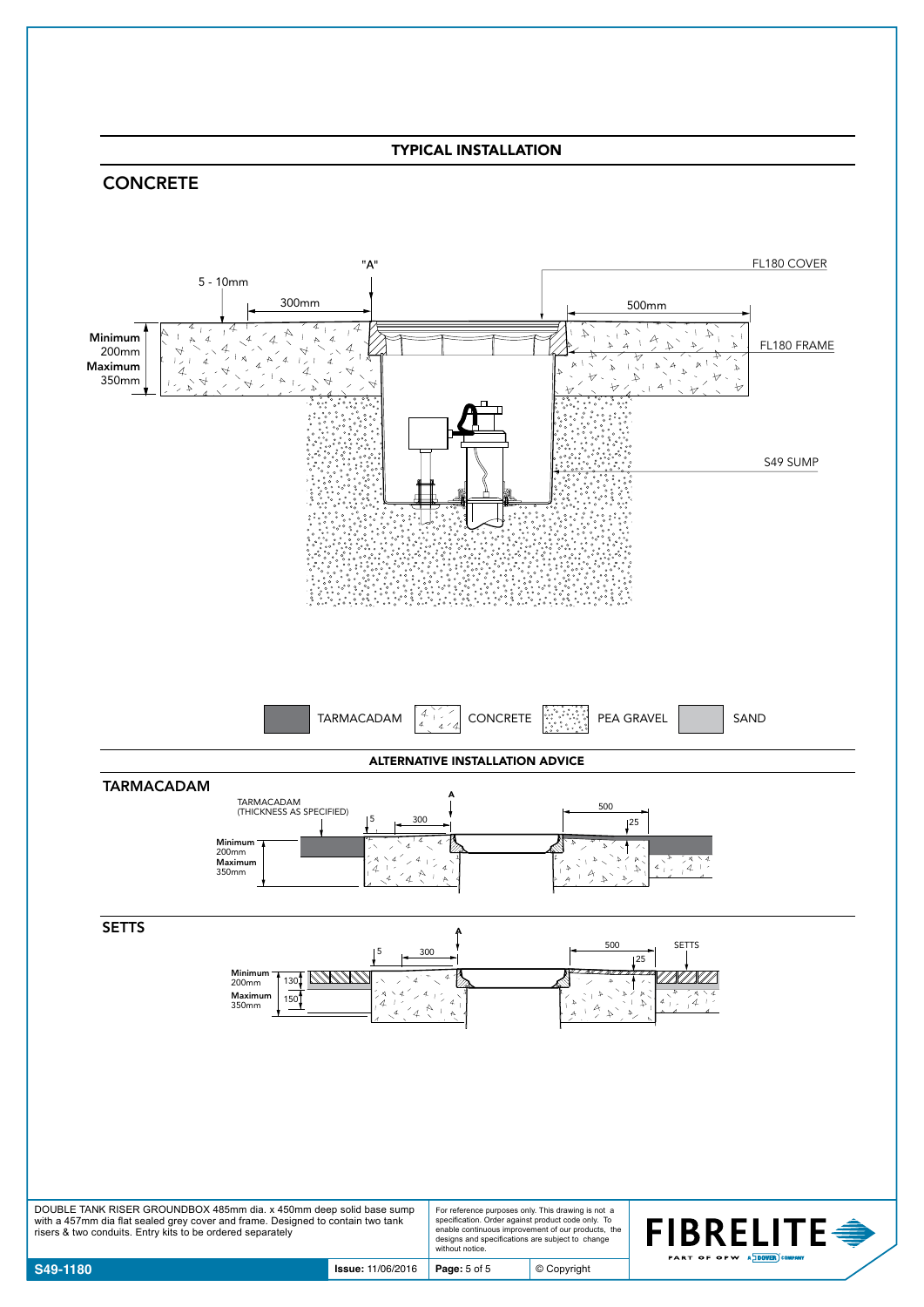## TYPICAL INSTALLATION

### CONCRETE

"A"

5 - 10mm

300mm

500mm

FL180 COVER

FL180 FRAME

**Minimum** 200mm **Maximum** 350mm

S49 SUMP

TARMACADAM CONCRETE PEA GRAVEL SAND

## ALTERNATIVE INSTALLATION ADVICE

### TARMACADAM

TARMACADAM (THICKNESS AS SPECIFIED)

A

5

300

500

25

**Minimum** 200mm **Maximum** 350mm

### SETTS

A

5

300

500

25

SETTS

**Minimum** 200mm **Maximum** 350mm

130

150

DOUBLE TANK RISER GROUNDBOX 485mm dia. x 450mm deep solid base sump with a 457mm dia flat sealed grey cover and frame. Designed to contain two tank risers & two conduits. Entry kits to be ordered separately

For reference purposes only. This drawing is not a specification. Order against product code only. To enable continuous improvement of our products, the designs and specifications are subject to change without notice.

FIBRELITE PART OF OPW A DOVER COMPANY

**S49-1180** | **Issue:** 11/06/2016 | © Copyright